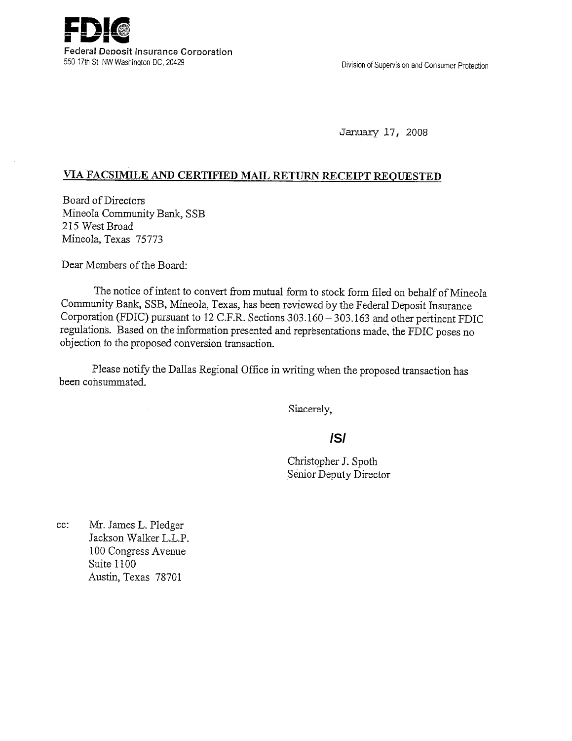**FDIC**

Federal Deposit Insurance Corporation
550 17th St. NW Washington DC, 20429

Division of Supervision and Consumer Protection

January 17, 2008

**VIA FACSIMILE AND CERTIFIED MAIL RETURN RECEIPT REQUESTED**

Board of Directors
Mineola Community Bank, SSB
215 West Broad
Mineola, Texas 75773

Dear Members of the Board:

The notice of intent to convert from mutual form to stock form filed on behalf of Mineola Community Bank, SSB, Mineola, Texas, has been reviewed by the Federal Deposit Insurance Corporation (FDIC) pursuant to 12 C.F.R. Sections 303.160 – 303.163 and other pertinent FDIC regulations. Based on the information presented and representations made, the FDIC poses no objection to the proposed conversion transaction.

Please notify the Dallas Regional Office in writing when the proposed transaction has been consummated.

Sincerely,

**/S/**

Christopher J. Spoth
Senior Deputy Director

cc: Mr. James L. Pledger
Jackson Walker L.L.P.
100 Congress Avenue
Suite 1100
Austin, Texas 78701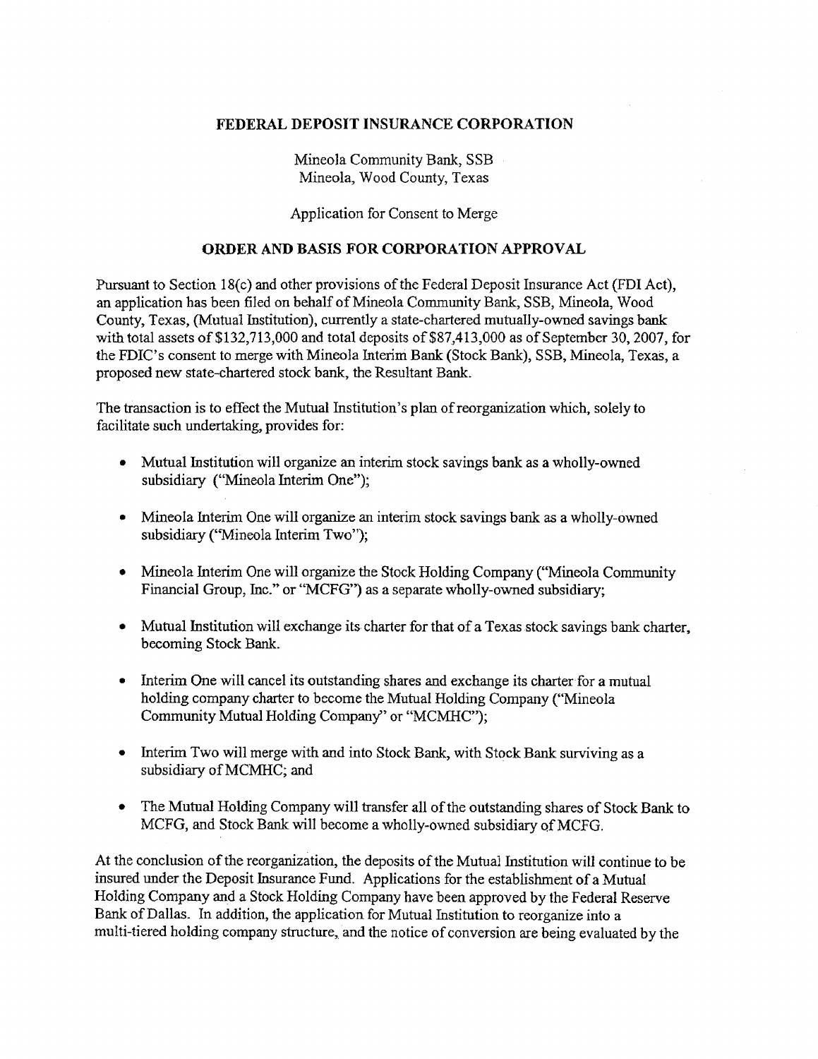## FEDERAL DEPOSIT INSURANCE CORPORATION

Mineola Community Bank, SSB
Mineola, Wood County, Texas

Application for Consent to Merge

## ORDER AND BASIS FOR CORPORATION APPROVAL

Pursuant to Section 18(c) and other provisions of the Federal Deposit Insurance Act (FDI Act), an application has been filed on behalf of Mineola Community Bank, SSB, Mineola, Wood County, Texas, (Mutual Institution), currently a state-chartered mutually-owned savings bank with total assets of $132,713,000 and total deposits of $87,413,000 as of September 30, 2007, for the FDIC's consent to merge with Mineola Interim Bank (Stock Bank), SSB, Mineola, Texas, a proposed new state-chartered stock bank, the Resultant Bank.

The transaction is to effect the Mutual Institution's plan of reorganization which, solely to facilitate such undertaking, provides for:

- Mutual Institution will organize an interim stock savings bank as a wholly-owned subsidiary ("Mineola Interim One");
- Mineola Interim One will organize an interim stock savings bank as a wholly-owned subsidiary ("Mineola Interim Two");
- Mineola Interim One will organize the Stock Holding Company ("Mineola Community Financial Group, Inc." or "MCFG") as a separate wholly-owned subsidiary;
- Mutual Institution will exchange its charter for that of a Texas stock savings bank charter, becoming Stock Bank.
- Interim One will cancel its outstanding shares and exchange its charter for a mutual holding company charter to become the Mutual Holding Company ("Mineola Community Mutual Holding Company" or "MCMHC");
- Interim Two will merge with and into Stock Bank, with Stock Bank surviving as a subsidiary of MCMHC; and
- The Mutual Holding Company will transfer all of the outstanding shares of Stock Bank to MCFG, and Stock Bank will become a wholly-owned subsidiary of MCFG.

At the conclusion of the reorganization, the deposits of the Mutual Institution will continue to be insured under the Deposit Insurance Fund. Applications for the establishment of a Mutual Holding Company and a Stock Holding Company have been approved by the Federal Reserve Bank of Dallas. In addition, the application for Mutual Institution to reorganize into a multi-tiered holding company structure, and the notice of conversion are being evaluated by the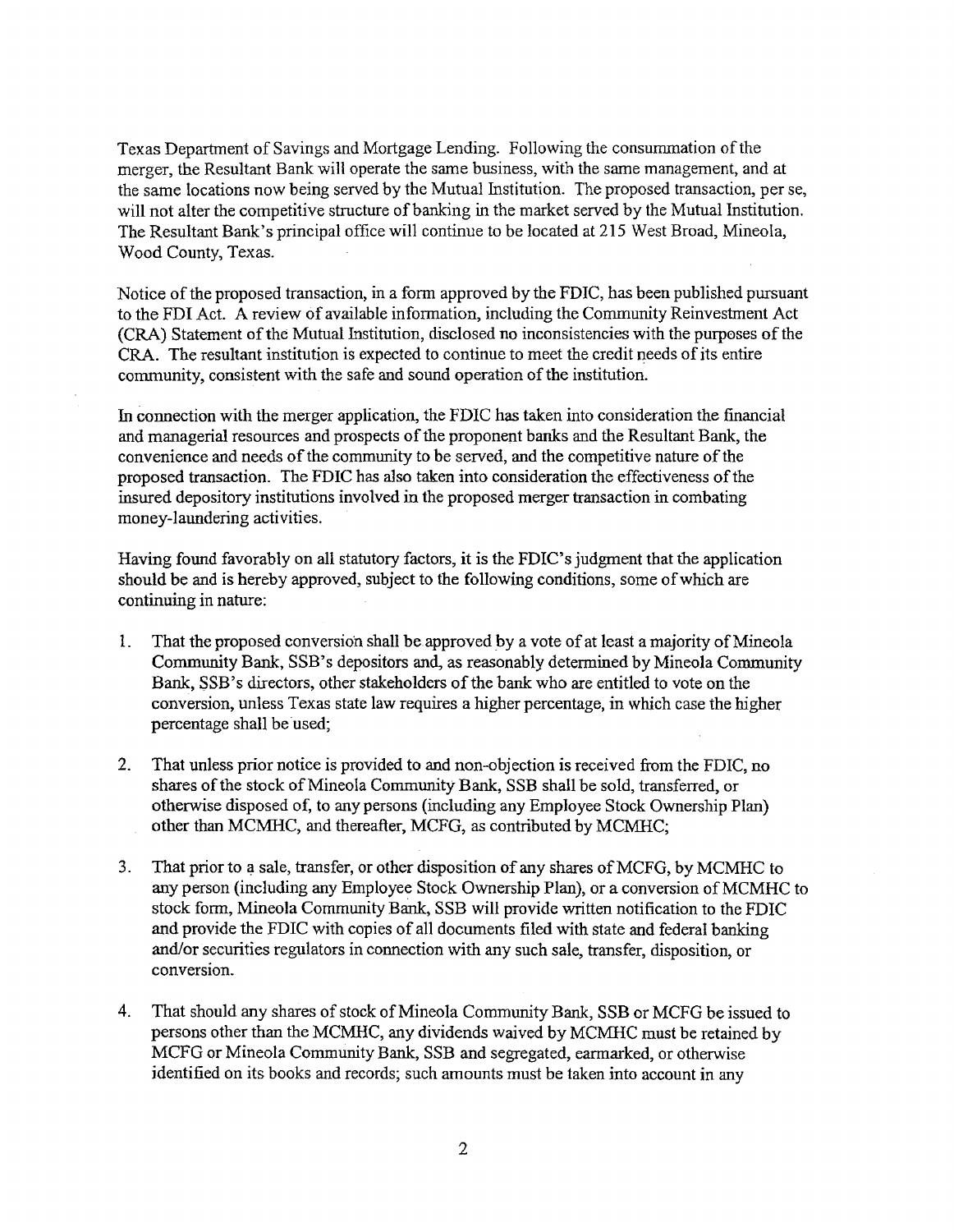Texas Department of Savings and Mortgage Lending. Following the consummation of the merger, the Resultant Bank will operate the same business, with the same management, and at the same locations now being served by the Mutual Institution. The proposed transaction, per se, will not alter the competitive structure of banking in the market served by the Mutual Institution. The Resultant Bank's principal office will continue to be located at 215 West Broad, Mineola, Wood County, Texas.

Notice of the proposed transaction, in a form approved by the FDIC, has been published pursuant to the FDI Act. A review of available information, including the Community Reinvestment Act (CRA) Statement of the Mutual Institution, disclosed no inconsistencies with the purposes of the CRA. The resultant institution is expected to continue to meet the credit needs of its entire community, consistent with the safe and sound operation of the institution.

In connection with the merger application, the FDIC has taken into consideration the financial and managerial resources and prospects of the proponent banks and the Resultant Bank, the convenience and needs of the community to be served, and the competitive nature of the proposed transaction. The FDIC has also taken into consideration the effectiveness of the insured depository institutions involved in the proposed merger transaction in combating money-laundering activities.

Having found favorably on all statutory factors, it is the FDIC's judgment that the application should be and is hereby approved, subject to the following conditions, some of which are continuing in nature:

1. That the proposed conversion shall be approved by a vote of at least a majority of Mineola Community Bank, SSB's depositors and, as reasonably determined by Mineola Community Bank, SSB's directors, other stakeholders of the bank who are entitled to vote on the conversion, unless Texas state law requires a higher percentage, in which case the higher percentage shall be used;

2. That unless prior notice is provided to and non-objection is received from the FDIC, no shares of the stock of Mineola Community Bank, SSB shall be sold, transferred, or otherwise disposed of, to any persons (including any Employee Stock Ownership Plan) other than MCMHC, and thereafter, MCFG, as contributed by MCMHC;

3. That prior to a sale, transfer, or other disposition of any shares of MCFG, by MCMHC to any person (including any Employee Stock Ownership Plan), or a conversion of MCMHC to stock form, Mineola Community Bank, SSB will provide written notification to the FDIC and provide the FDIC with copies of all documents filed with state and federal banking and/or securities regulators in connection with any such sale, transfer, disposition, or conversion.

4. That should any shares of stock of Mineola Community Bank, SSB or MCFG be issued to persons other than the MCMHC, any dividends waived by MCMHC must be retained by MCFG or Mineola Community Bank, SSB and segregated, earmarked, or otherwise identified on its books and records; such amounts must be taken into account in any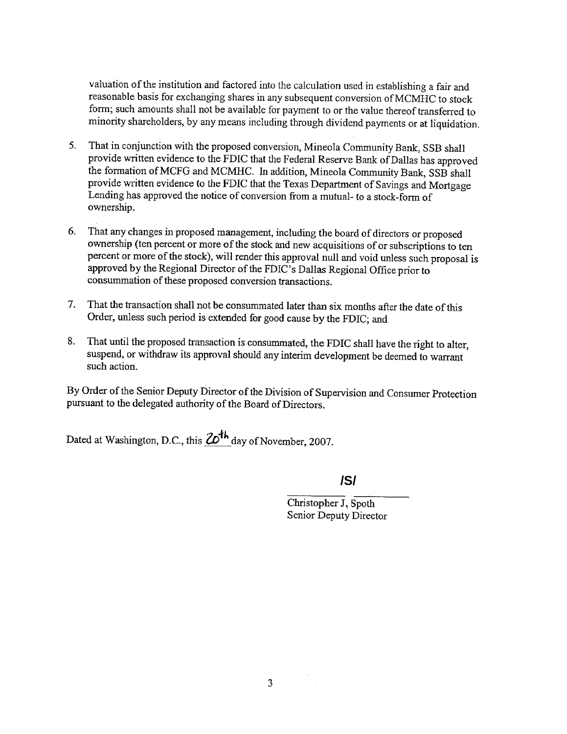valuation of the institution and factored into the calculation used in establishing a fair and reasonable basis for exchanging shares in any subsequent conversion of MCMHC to stock form; such amounts shall not be available for payment to or the value thereof transferred to minority shareholders, by any means including through dividend payments or at liquidation.

5. That in conjunction with the proposed conversion, Mineola Community Bank, SSB shall provide written evidence to the FDIC that the Federal Reserve Bank of Dallas has approved the formation of MCFG and MCMHC. In addition, Mineola Community Bank, SSB shall provide written evidence to the FDIC that the Texas Department of Savings and Mortgage Lending has approved the notice of conversion from a mutual- to a stock-form of ownership.

6. That any changes in proposed management, including the board of directors or proposed ownership (ten percent or more of the stock and new acquisitions of or subscriptions to ten percent or more of the stock), will render this approval null and void unless such proposal is approved by the Regional Director of the FDIC's Dallas Regional Office prior to consummation of these proposed conversion transactions.

7. That the transaction shall not be consummated later than six months after the date of this Order, unless such period is extended for good cause by the FDIC; and

8. That until the proposed transaction is consummated, the FDIC shall have the right to alter, suspend, or withdraw its approval should any interim development be deemed to warrant such action.

By Order of the Senior Deputy Director of the Division of Supervision and Consumer Protection pursuant to the delegated authority of the Board of Directors.

Dated at Washington, D.C., this 20th day of November, 2007.

/S/

Christopher J. Spoth
Senior Deputy Director